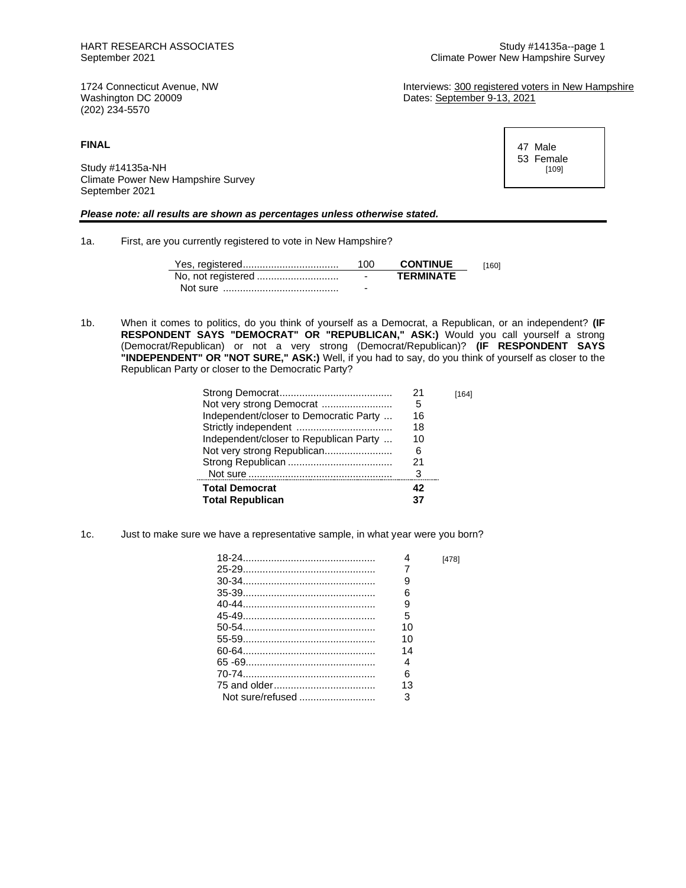HART RESEARCH ASSOCIATES
September 2021

Study #14135a--page 1
Climate Power New Hampshire Survey

1724 Connecticut Avenue, NW
Washington DC 20009
(202) 234-5570

Interviews: 300 registered voters in New Hampshire
Dates: September 9-13, 2021

**FINAL**

| | |
|---|---|
| 47 | Male |
| 53 | Female |
| | [109] |

Study #14135a-NH
Climate Power New Hampshire Survey
September 2021

***Please note: all results are shown as percentages unless otherwise stated.***

1a. First, are you currently registered to vote in New Hampshire?

| | | | |
|---|---|---|---|
| Yes, registered | 100 | **CONTINUE** | [160] |
| No, not registered | - | **TERMINATE** | |
| Not sure | - | | |

1b. When it comes to politics, do you think of yourself as a Democrat, a Republican, or an independent? **(IF RESPONDENT SAYS "DEMOCRAT" OR "REPUBLICAN," ASK:)** Would you call yourself a strong (Democrat/Republican) or not a very strong (Democrat/Republican)? **(IF RESPONDENT SAYS "INDEPENDENT" OR "NOT SURE," ASK:)** Well, if you had to say, do you think of yourself as closer to the Republican Party or closer to the Democratic Party?

| | | |
|---|---|---|
| Strong Democrat | 21 | [164] |
| Not very strong Democrat | 5 | |
| Independent/closer to Democratic Party | 16 | |
| Strictly independent | 18 | |
| Independent/closer to Republican Party | 10 | |
| Not very strong Republican | 6 | |
| Strong Republican | 21 | |
| Not sure | 3 | |
| **Total Democrat** | **42** | |
| **Total Republican** | **37** | |

1c. Just to make sure we have a representative sample, in what year were you born?

| | | |
|---|---|---|
| 18-24 | 4 | [478] |
| 25-29 | 7 | |
| 30-34 | 9 | |
| 35-39 | 6 | |
| 40-44 | 9 | |
| 45-49 | 5 | |
| 50-54 | 10 | |
| 55-59 | 10 | |
| 60-64 | 14 | |
| 65 -69 | 4 | |
| 70-74 | 6 | |
| 75 and older | 13 | |
| Not sure/refused | 3 | |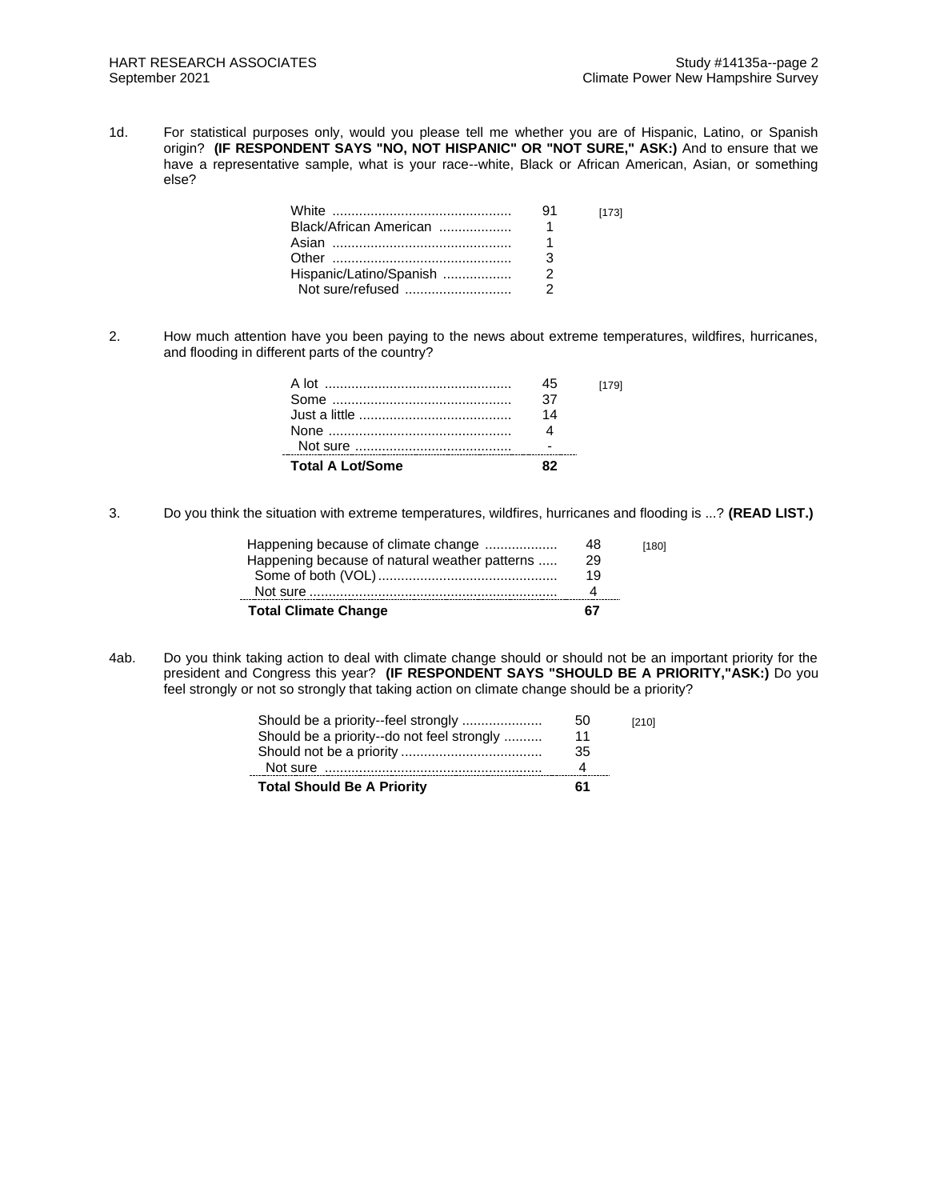1d. For statistical purposes only, would you please tell me whether you are of Hispanic, Latino, or Spanish origin? **(IF RESPONDENT SAYS "NO, NOT HISPANIC" OR "NOT SURE," ASK:)** And to ensure that we have a representative sample, what is your race--white, Black or African American, Asian, or something else?

| | | |
|---|---|---|
| White | 91 | [173] |
| Black/African American | 1 | |
| Asian | 1 | |
| Other | 3 | |
| Hispanic/Latino/Spanish | 2 | |
| Not sure/refused | 2 | |

2. How much attention have you been paying to the news about extreme temperatures, wildfires, hurricanes, and flooding in different parts of the country?

| | | |
|---|---|---|
| A lot | 45 | [179] |
| Some | 37 | |
| Just a little | 14 | |
| None | 4 | |
| Not sure | - | |
| **Total A Lot/Some** | **82** | |

3. Do you think the situation with extreme temperatures, wildfires, hurricanes and flooding is ...? **(READ LIST.)**

| | | |
|---|---|---|
| Happening because of climate change | 48 | [180] |
| Happening because of natural weather patterns | 29 | |
| Some of both (VOL) | 19 | |
| Not sure | 4 | |
| **Total Climate Change** | **67** | |

4ab. Do you think taking action to deal with climate change should or should not be an important priority for the president and Congress this year? **(IF RESPONDENT SAYS "SHOULD BE A PRIORITY,"ASK:)** Do you feel strongly or not so strongly that taking action on climate change should be a priority?

| | | |
|---|---|---|
| Should be a priority--feel strongly | 50 | [210] |
| Should be a priority--do not feel strongly | 11 | |
| Should not be a priority | 35 | |
| Not sure | 4 | |
| **Total Should Be A Priority** | **61** | |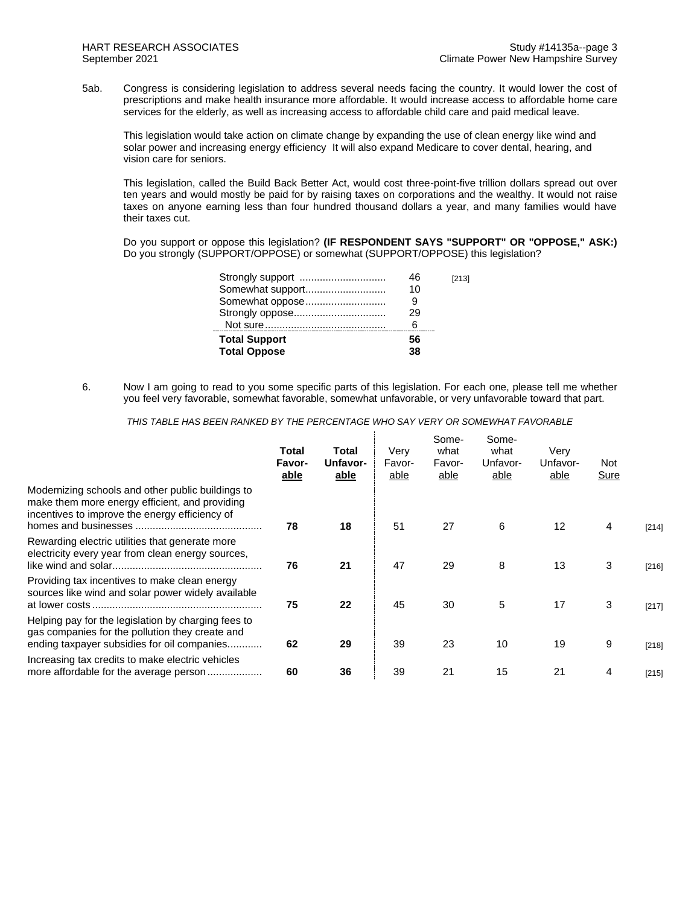5ab. Congress is considering legislation to address several needs facing the country. It would lower the cost of prescriptions and make health insurance more affordable. It would increase access to affordable home care services for the elderly, as well as increasing access to affordable child care and paid medical leave.

This legislation would take action on climate change by expanding the use of clean energy like wind and solar power and increasing energy efficiency It will also expand Medicare to cover dental, hearing, and vision care for seniors.

This legislation, called the Build Back Better Act, would cost three-point-five trillion dollars spread out over ten years and would mostly be paid for by raising taxes on corporations and the wealthy. It would not raise taxes on anyone earning less than four hundred thousand dollars a year, and many families would have their taxes cut.

Do you support or oppose this legislation? **(IF RESPONDENT SAYS "SUPPORT" OR "OPPOSE," ASK:)** Do you strongly (SUPPORT/OPPOSE) or somewhat (SUPPORT/OPPOSE) this legislation?

| | | |
|---|---|---|
| Strongly support | 46 | [213] |
| Somewhat support | 10 | |
| Somewhat oppose | 9 | |
| Strongly oppose | 29 | |
| Not sure | 6 | |
| **Total Support** | **56** | |
| **Total Oppose** | **38** | |

6. Now I am going to read to you some specific parts of this legislation. For each one, please tell me whether you feel very favorable, somewhat favorable, somewhat unfavorable, or very unfavorable toward that part.

*THIS TABLE HAS BEEN RANKED BY THE PERCENTAGE WHO SAY VERY OR SOMEWHAT FAVORABLE*

| | **Total Favorable** | **Total Unfavorable** | Very Favorable | Somewhat Favorable | Somewhat Unfavorable | Very Unfavorable | Not Sure | |
|---|---|---|---|---|---|---|---|---|
| Modernizing schools and other public buildings to make them more energy efficient, and providing incentives to improve the energy efficiency of homes and businesses | **78** | **18** | 51 | 27 | 6 | 12 | 4 | [214] |
| Rewarding electric utilities that generate more electricity every year from clean energy sources, like wind and solar | **76** | **21** | 47 | 29 | 8 | 13 | 3 | [216] |
| Providing tax incentives to make clean energy sources like wind and solar power widely available at lower costs | **75** | **22** | 45 | 30 | 5 | 17 | 3 | [217] |
| Helping pay for the legislation by charging fees to gas companies for the pollution they create and ending taxpayer subsidies for oil companies | **62** | **29** | 39 | 23 | 10 | 19 | 9 | [218] |
| Increasing tax credits to make electric vehicles more affordable for the average person | **60** | **36** | 39 | 21 | 15 | 21 | 4 | [215] |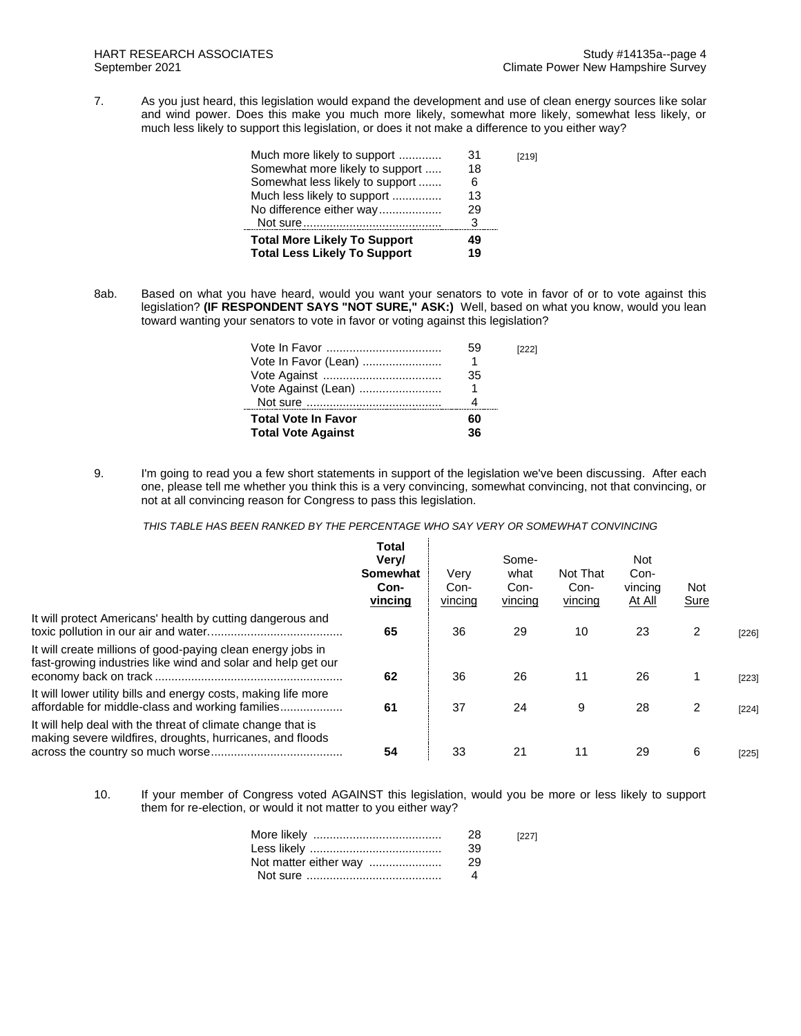7. As you just heard, this legislation would expand the development and use of clean energy sources like solar and wind power. Does this make you much more likely, somewhat more likely, somewhat less likely, or much less likely to support this legislation, or does it not make a difference to you either way?

| | | |
|---|---|---|
| Much more likely to support | 31 | [219] |
| Somewhat more likely to support | 18 | |
| Somewhat less likely to support | 6 | |
| Much less likely to support | 13 | |
| No difference either way | 29 | |
| Not sure | 3 | |
| **Total More Likely To Support** | **49** | |
| **Total Less Likely To Support** | **19** | |

8ab. Based on what you have heard, would you want your senators to vote in favor of or to vote against this legislation? **(IF RESPONDENT SAYS "NOT SURE," ASK:)** Well, based on what you know, would you lean toward wanting your senators to vote in favor or voting against this legislation?

| | | |
|---|---|---|
| Vote In Favor | 59 | [222] |
| Vote In Favor (Lean) | 1 | |
| Vote Against | 35 | |
| Vote Against (Lean) | 1 | |
| Not sure | 4 | |
| **Total Vote In Favor** | **60** | |
| **Total Vote Against** | **36** | |

9. I'm going to read you a few short statements in support of the legislation we've been discussing. After each one, please tell me whether you think this is a very convincing, somewhat convincing, not that convincing, or not at all convincing reason for Congress to pass this legislation.

*THIS TABLE HAS BEEN RANKED BY THE PERCENTAGE WHO SAY VERY OR SOMEWHAT CONVINCING*

| | **Total Very/ Somewhat Convincing** | Very Convincing | Somewhat Convincing | Not That Convincing | Not Convincing At All | Not Sure | |
|---|---|---|---|---|---|---|---|
| It will protect Americans' health by cutting dangerous and toxic pollution in our air and water | **65** | 36 | 29 | 10 | 23 | 2 | [226] |
| It will create millions of good-paying clean energy jobs in fast-growing industries like wind and solar and help get our economy back on track | **62** | 36 | 26 | 11 | 26 | 1 | [223] |
| It will lower utility bills and energy costs, making life more affordable for middle-class and working families | **61** | 37 | 24 | 9 | 28 | 2 | [224] |
| It will help deal with the threat of climate change that is making severe wildfires, droughts, hurricanes, and floods across the country so much worse | **54** | 33 | 21 | 11 | 29 | 6 | [225] |

10. If your member of Congress voted AGAINST this legislation, would you be more or less likely to support them for re-election, or would it not matter to you either way?

| | | |
|---|---|---|
| More likely | 28 | [227] |
| Less likely | 39 | |
| Not matter either way | 29 | |
| Not sure | 4 | |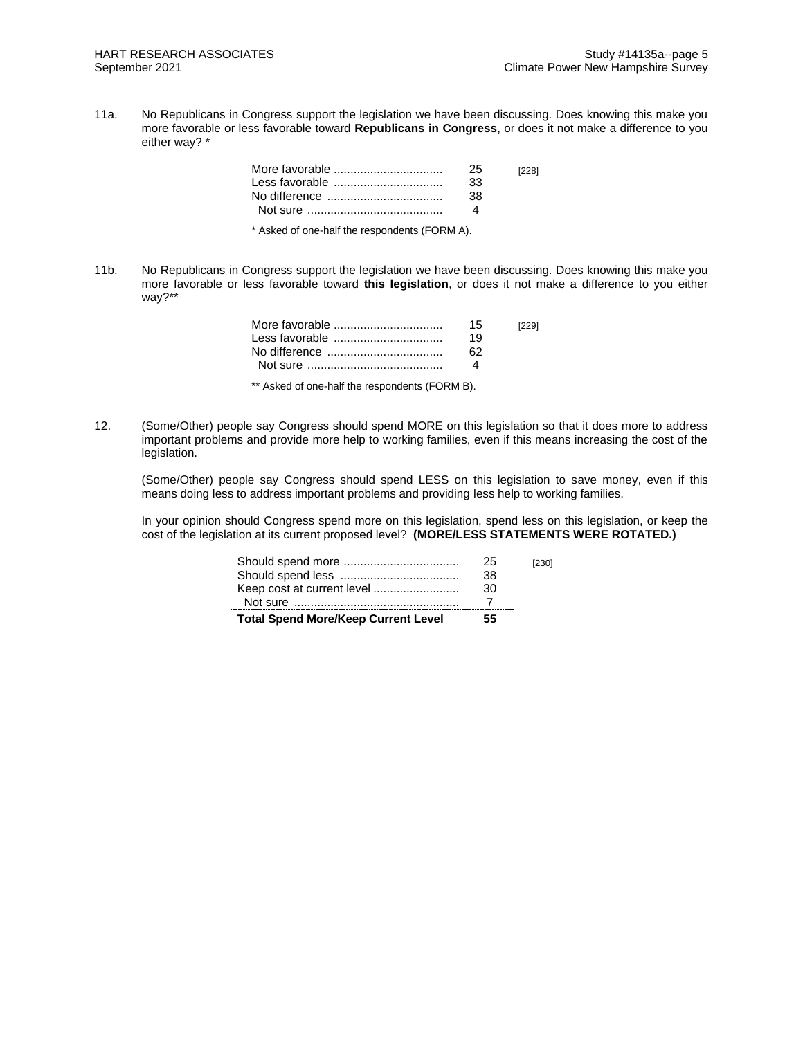11a. No Republicans in Congress support the legislation we have been discussing. Does knowing this make you more favorable or less favorable toward **Republicans in Congress**, or does it not make a difference to you either way? *

| | | |
|---|---|---|
| More favorable | 25 | [228] |
| Less favorable | 33 | |
| No difference | 38 | |
| Not sure | 4 | |

* Asked of one-half the respondents (FORM A).

11b. No Republicans in Congress support the legislation we have been discussing. Does knowing this make you more favorable or less favorable toward **this legislation**, or does it not make a difference to you either way?**

| | | |
|---|---|---|
| More favorable | 15 | [229] |
| Less favorable | 19 | |
| No difference | 62 | |
| Not sure | 4 | |

** Asked of one-half the respondents (FORM B).

12. (Some/Other) people say Congress should spend MORE on this legislation so that it does more to address important problems and provide more help to working families, even if this means increasing the cost of the legislation.

(Some/Other) people say Congress should spend LESS on this legislation to save money, even if this means doing less to address important problems and providing less help to working families.

In your opinion should Congress spend more on this legislation, spend less on this legislation, or keep the cost of the legislation at its current proposed level? **(MORE/LESS STATEMENTS WERE ROTATED.)**

| | | |
|---|---|---|
| Should spend more | 25 | [230] |
| Should spend less | 38 | |
| Keep cost at current level | 30 | |
| Not sure | 7 | |
| **Total Spend More/Keep Current Level** | **55** | |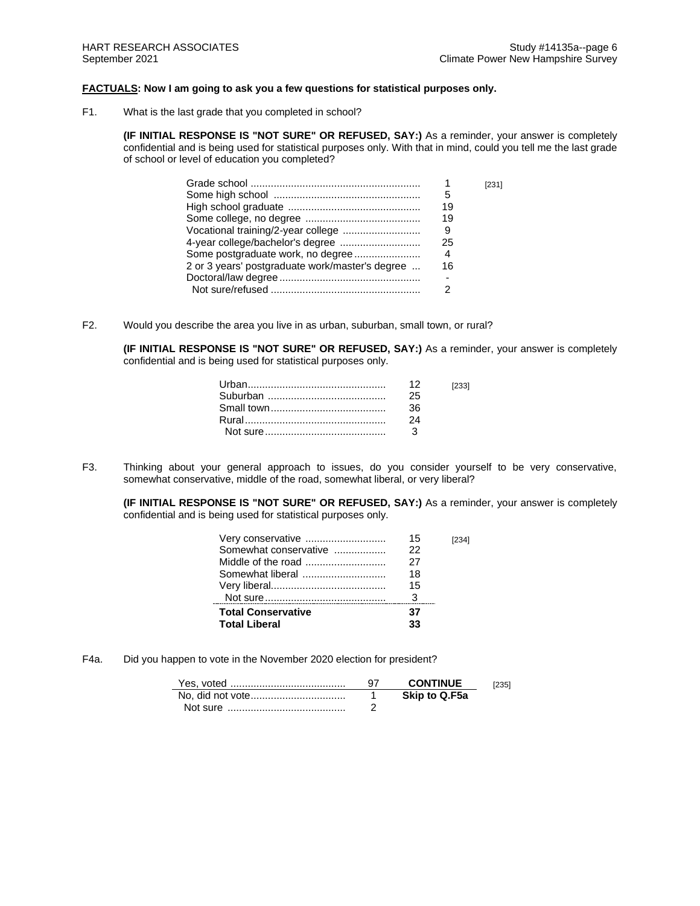**FACTUALS: Now I am going to ask you a few questions for statistical purposes only.**

F1. What is the last grade that you completed in school?

**(IF INITIAL RESPONSE IS "NOT SURE" OR REFUSED, SAY:)** As a reminder, your answer is completely confidential and is being used for statistical purposes only. With that in mind, could you tell me the last grade of school or level of education you completed?

| | | |
|---|---|---|
| Grade school | 1 | [231] |
| Some high school | 5 | |
| High school graduate | 19 | |
| Some college, no degree | 19 | |
| Vocational training/2-year college | 9 | |
| 4-year college/bachelor's degree | 25 | |
| Some postgraduate work, no degree | 4 | |
| 2 or 3 years' postgraduate work/master's degree | 16 | |
| Doctoral/law degree | - | |
| Not sure/refused | 2 | |

F2. Would you describe the area you live in as urban, suburban, small town, or rural?

**(IF INITIAL RESPONSE IS "NOT SURE" OR REFUSED, SAY:)** As a reminder, your answer is completely confidential and is being used for statistical purposes only.

| | | |
|---|---|---|
| Urban | 12 | [233] |
| Suburban | 25 | |
| Small town | 36 | |
| Rural | 24 | |
| Not sure | 3 | |

F3. Thinking about your general approach to issues, do you consider yourself to be very conservative, somewhat conservative, middle of the road, somewhat liberal, or very liberal?

**(IF INITIAL RESPONSE IS "NOT SURE" OR REFUSED, SAY:)** As a reminder, your answer is completely confidential and is being used for statistical purposes only.

| | | |
|---|---|---|
| Very conservative | 15 | [234] |
| Somewhat conservative | 22 | |
| Middle of the road | 27 | |
| Somewhat liberal | 18 | |
| Very liberal | 15 | |
| Not sure | 3 | |
| **Total Conservative** | **37** | |
| **Total Liberal** | **33** | |

F4a. Did you happen to vote in the November 2020 election for president?

| | | | |
|---|---|---|---|
| Yes, voted | 97 | **CONTINUE** | [235] |
| No, did not vote | 1 | **Skip to Q.F5a** | |
| Not sure | 2 | | |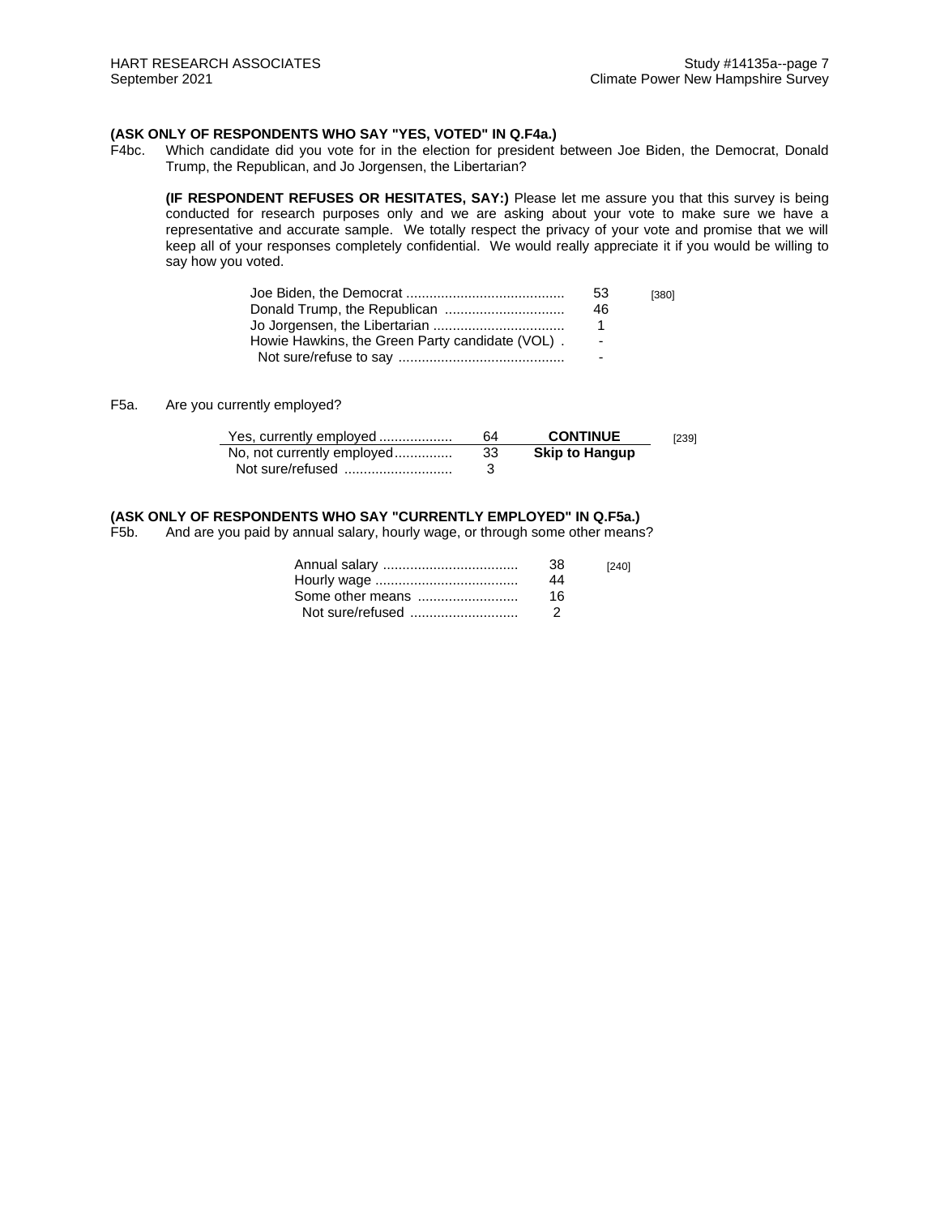**(ASK ONLY OF RESPONDENTS WHO SAY "YES, VOTED" IN Q.F4a.)**

F4bc. Which candidate did you vote for in the election for president between Joe Biden, the Democrat, Donald Trump, the Republican, and Jo Jorgensen, the Libertarian?

**(IF RESPONDENT REFUSES OR HESITATES, SAY:)** Please let me assure you that this survey is being conducted for research purposes only and we are asking about your vote to make sure we have a representative and accurate sample. We totally respect the privacy of your vote and promise that we will keep all of your responses completely confidential. We would really appreciate it if you would be willing to say how you voted.

| | | |
|---|---|---|
| Joe Biden, the Democrat | 53 | [380] |
| Donald Trump, the Republican | 46 | |
| Jo Jorgensen, the Libertarian | 1 | |
| Howie Hawkins, the Green Party candidate (VOL) | - | |
| Not sure/refuse to say | - | |

F5a. Are you currently employed?

| | | | |
|---|---|---|---|
| Yes, currently employed | 64 | **CONTINUE** | [239] |
| No, not currently employed | 33 | **Skip to Hangup** | |
| Not sure/refused | 3 | | |

**(ASK ONLY OF RESPONDENTS WHO SAY "CURRENTLY EMPLOYED" IN Q.F5a.)**

F5b. And are you paid by annual salary, hourly wage, or through some other means?

| | | |
|---|---|---|
| Annual salary | 38 | [240] |
| Hourly wage | 44 | |
| Some other means | 16 | |
| Not sure/refused | 2 | |